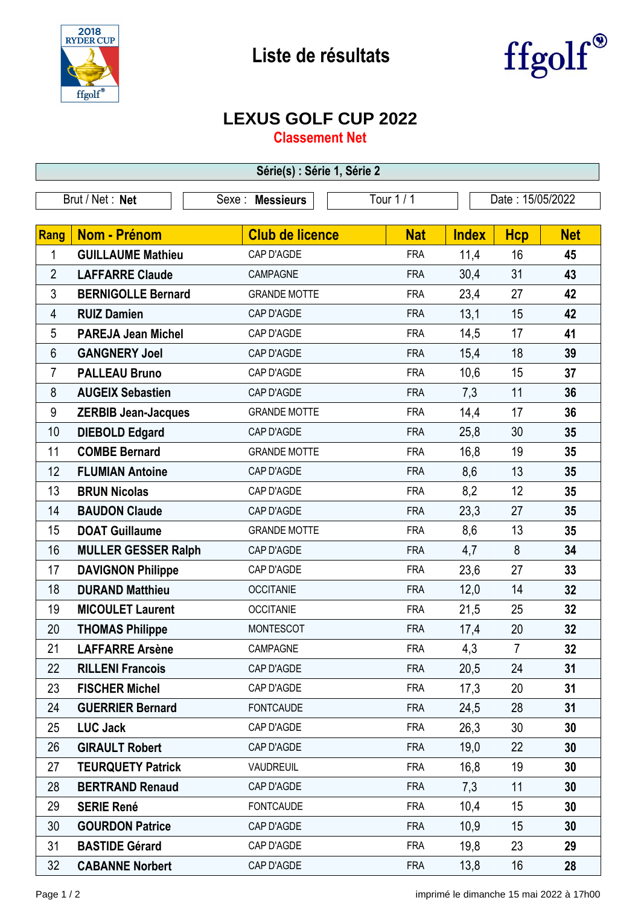# Liste de résultats

## LEXUS GOLF CUP 2022

### Classement Net

**Série(s) : Série 1, Série 2**

| Brut / Net : **Net** | Sexe : **Messieurs** | Tour 1 / 1 | Date : 15/05/2022 |
|---|---|---|---|

| Rang | Nom - Prénom | Club de licence | Nat | Index | Hcp | Net |
|---|---|---|---|---|---|---|
| 1 | **GUILLAUME Mathieu** | CAP D'AGDE | FRA | 11,4 | 16 | **45** |
| 2 | **LAFFARRE Claude** | CAMPAGNE | FRA | 30,4 | 31 | **43** |
| 3 | **BERNIGOLLE Bernard** | GRANDE MOTTE | FRA | 23,4 | 27 | **42** |
| 4 | **RUIZ Damien** | CAP D'AGDE | FRA | 13,1 | 15 | **42** |
| 5 | **PAREJA Jean Michel** | CAP D'AGDE | FRA | 14,5 | 17 | **41** |
| 6 | **GANGNERY Joel** | CAP D'AGDE | FRA | 15,4 | 18 | **39** |
| 7 | **PALLEAU Bruno** | CAP D'AGDE | FRA | 10,6 | 15 | **37** |
| 8 | **AUGEIX Sebastien** | CAP D'AGDE | FRA | 7,3 | 11 | **36** |
| 9 | **ZERBIB Jean-Jacques** | GRANDE MOTTE | FRA | 14,4 | 17 | **36** |
| 10 | **DIEBOLD Edgard** | CAP D'AGDE | FRA | 25,8 | 30 | **35** |
| 11 | **COMBE Bernard** | GRANDE MOTTE | FRA | 16,8 | 19 | **35** |
| 12 | **FLUMIAN Antoine** | CAP D'AGDE | FRA | 8,6 | 13 | **35** |
| 13 | **BRUN Nicolas** | CAP D'AGDE | FRA | 8,2 | 12 | **35** |
| 14 | **BAUDON Claude** | CAP D'AGDE | FRA | 23,3 | 27 | **35** |
| 15 | **DOAT Guillaume** | GRANDE MOTTE | FRA | 8,6 | 13 | **35** |
| 16 | **MULLER GESSER Ralph** | CAP D'AGDE | FRA | 4,7 | 8 | **34** |
| 17 | **DAVIGNON Philippe** | CAP D'AGDE | FRA | 23,6 | 27 | **33** |
| 18 | **DURAND Matthieu** | OCCITANIE | FRA | 12,0 | 14 | **32** |
| 19 | **MICOULET Laurent** | OCCITANIE | FRA | 21,5 | 25 | **32** |
| 20 | **THOMAS Philippe** | MONTESCOT | FRA | 17,4 | 20 | **32** |
| 21 | **LAFFARRE Arsène** | CAMPAGNE | FRA | 4,3 | 7 | **32** |
| 22 | **RILLENI Francois** | CAP D'AGDE | FRA | 20,5 | 24 | **31** |
| 23 | **FISCHER Michel** | CAP D'AGDE | FRA | 17,3 | 20 | **31** |
| 24 | **GUERRIER Bernard** | FONTCAUDE | FRA | 24,5 | 28 | **31** |
| 25 | **LUC Jack** | CAP D'AGDE | FRA | 26,3 | 30 | **30** |
| 26 | **GIRAULT Robert** | CAP D'AGDE | FRA | 19,0 | 22 | **30** |
| 27 | **TEURQUETY Patrick** | VAUDREUIL | FRA | 16,8 | 19 | **30** |
| 28 | **BERTRAND Renaud** | CAP D'AGDE | FRA | 7,3 | 11 | **30** |
| 29 | **SERIE René** | FONTCAUDE | FRA | 10,4 | 15 | **30** |
| 30 | **GOURDON Patrice** | CAP D'AGDE | FRA | 10,9 | 15 | **30** |
| 31 | **BASTIDE Gérard** | CAP D'AGDE | FRA | 19,8 | 23 | **29** |
| 32 | **CABANNE Norbert** | CAP D'AGDE | FRA | 13,8 | 16 | **28** |

imprimé le dimanche 15 mai 2022 à 17h00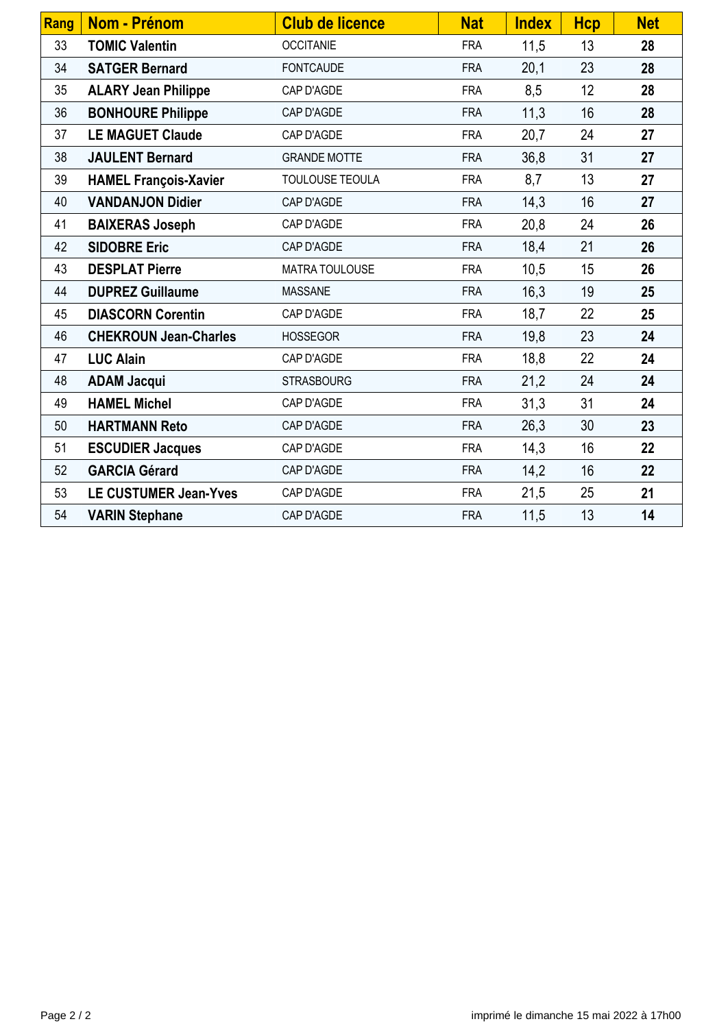| Rang | Nom - Prénom | Club de licence | Nat | Index | Hcp | Net |
|---|---|---|---|---|---|---|
| 33 | **TOMIC Valentin** | OCCITANIE | FRA | 11,5 | 13 | **28** |
| 34 | **SATGER Bernard** | FONTCAUDE | FRA | 20,1 | 23 | **28** |
| 35 | **ALARY Jean Philippe** | CAP D'AGDE | FRA | 8,5 | 12 | **28** |
| 36 | **BONHOURE Philippe** | CAP D'AGDE | FRA | 11,3 | 16 | **28** |
| 37 | **LE MAGUET Claude** | CAP D'AGDE | FRA | 20,7 | 24 | **27** |
| 38 | **JAULENT Bernard** | GRANDE MOTTE | FRA | 36,8 | 31 | **27** |
| 39 | **HAMEL François-Xavier** | TOULOUSE TEOULA | FRA | 8,7 | 13 | **27** |
| 40 | **VANDANJON Didier** | CAP D'AGDE | FRA | 14,3 | 16 | **27** |
| 41 | **BAIXERAS Joseph** | CAP D'AGDE | FRA | 20,8 | 24 | **26** |
| 42 | **SIDOBRE Eric** | CAP D'AGDE | FRA | 18,4 | 21 | **26** |
| 43 | **DESPLAT Pierre** | MATRA TOULOUSE | FRA | 10,5 | 15 | **26** |
| 44 | **DUPREZ Guillaume** | MASSANE | FRA | 16,3 | 19 | **25** |
| 45 | **DIASCORN Corentin** | CAP D'AGDE | FRA | 18,7 | 22 | **25** |
| 46 | **CHEKROUN Jean-Charles** | HOSSEGOR | FRA | 19,8 | 23 | **24** |
| 47 | **LUC Alain** | CAP D'AGDE | FRA | 18,8 | 22 | **24** |
| 48 | **ADAM Jacqui** | STRASBOURG | FRA | 21,2 | 24 | **24** |
| 49 | **HAMEL Michel** | CAP D'AGDE | FRA | 31,3 | 31 | **24** |
| 50 | **HARTMANN Reto** | CAP D'AGDE | FRA | 26,3 | 30 | **23** |
| 51 | **ESCUDIER Jacques** | CAP D'AGDE | FRA | 14,3 | 16 | **22** |
| 52 | **GARCIA Gérard** | CAP D'AGDE | FRA | 14,2 | 16 | **22** |
| 53 | **LE CUSTUMER Jean-Yves** | CAP D'AGDE | FRA | 21,5 | 25 | **21** |
| 54 | **VARIN Stephane** | CAP D'AGDE | FRA | 11,5 | 13 | **14** |

imprimé le dimanche 15 mai 2022 à 17h00